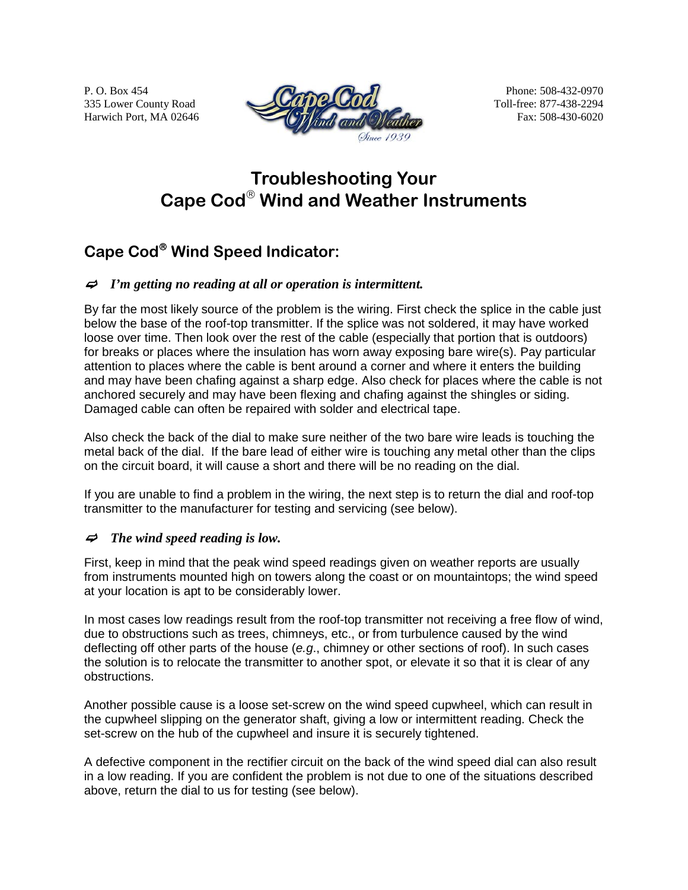P. O. Box 454
335 Lower County Road
Harwich Port, MA 02646

Phone: 508-432-0970
Toll-free: 877-438-2294
Fax: 508-430-6020

# Troubleshooting Your Cape Cod® Wind and Weather Instruments

## Cape Cod® Wind Speed Indicator:

### *I'm getting no reading at all or operation is intermittent.*

By far the most likely source of the problem is the wiring. First check the splice in the cable just below the base of the roof-top transmitter. If the splice was not soldered, it may have worked loose over time. Then look over the rest of the cable (especially that portion that is outdoors) for breaks or places where the insulation has worn away exposing bare wire(s). Pay particular attention to places where the cable is bent around a corner and where it enters the building and may have been chafing against a sharp edge. Also check for places where the cable is not anchored securely and may have been flexing and chafing against the shingles or siding. Damaged cable can often be repaired with solder and electrical tape.

Also check the back of the dial to make sure neither of the two bare wire leads is touching the metal back of the dial. If the bare lead of either wire is touching any metal other than the clips on the circuit board, it will cause a short and there will be no reading on the dial.

If you are unable to find a problem in the wiring, the next step is to return the dial and roof-top transmitter to the manufacturer for testing and servicing (see below).

### *The wind speed reading is low.*

First, keep in mind that the peak wind speed readings given on weather reports are usually from instruments mounted high on towers along the coast or on mountaintops; the wind speed at your location is apt to be considerably lower.

In most cases low readings result from the roof-top transmitter not receiving a free flow of wind, due to obstructions such as trees, chimneys, etc., or from turbulence caused by the wind deflecting off other parts of the house (*e.g*., chimney or other sections of roof). In such cases the solution is to relocate the transmitter to another spot, or elevate it so that it is clear of any obstructions.

Another possible cause is a loose set-screw on the wind speed cupwheel, which can result in the cupwheel slipping on the generator shaft, giving a low or intermittent reading. Check the set-screw on the hub of the cupwheel and insure it is securely tightened.

A defective component in the rectifier circuit on the back of the wind speed dial can also result in a low reading. If you are confident the problem is not due to one of the situations described above, return the dial to us for testing (see below).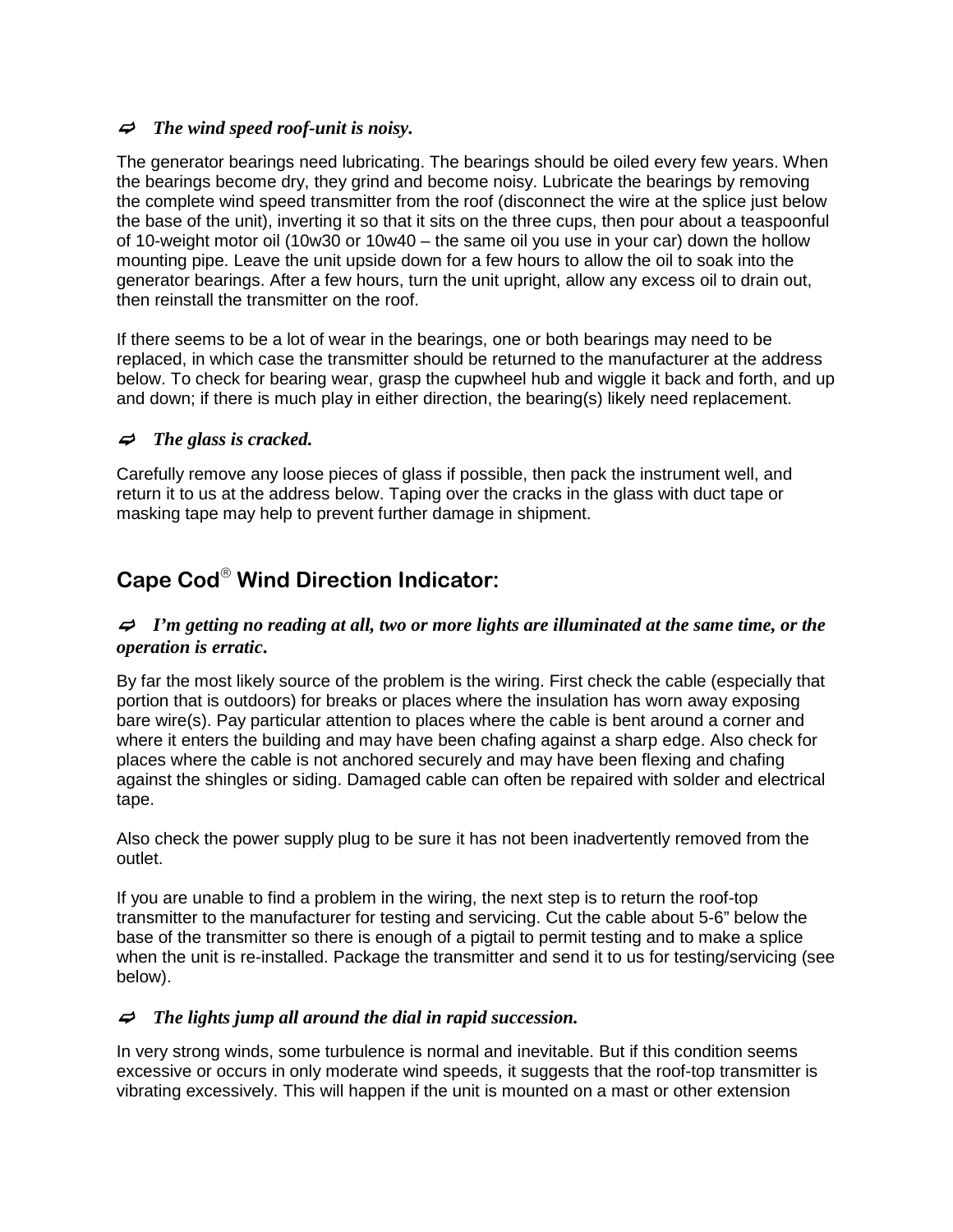### ⇨ *The wind speed roof-unit is noisy.*

The generator bearings need lubricating. The bearings should be oiled every few years. When the bearings become dry, they grind and become noisy. Lubricate the bearings by removing the complete wind speed transmitter from the roof (disconnect the wire at the splice just below the base of the unit), inverting it so that it sits on the three cups, then pour about a teaspoonful of 10-weight motor oil (10w30 or 10w40 – the same oil you use in your car) down the hollow mounting pipe. Leave the unit upside down for a few hours to allow the oil to soak into the generator bearings. After a few hours, turn the unit upright, allow any excess oil to drain out, then reinstall the transmitter on the roof.

If there seems to be a lot of wear in the bearings, one or both bearings may need to be replaced, in which case the transmitter should be returned to the manufacturer at the address below. To check for bearing wear, grasp the cupwheel hub and wiggle it back and forth, and up and down; if there is much play in either direction, the bearing(s) likely need replacement.

### ⇨ *The glass is cracked.*

Carefully remove any loose pieces of glass if possible, then pack the instrument well, and return it to us at the address below. Taping over the cracks in the glass with duct tape or masking tape may help to prevent further damage in shipment.

## Cape Cod® Wind Direction Indicator:

### ⇨ *I'm getting no reading at all, two or more lights are illuminated at the same time, or the operation is erratic.*

By far the most likely source of the problem is the wiring. First check the cable (especially that portion that is outdoors) for breaks or places where the insulation has worn away exposing bare wire(s). Pay particular attention to places where the cable is bent around a corner and where it enters the building and may have been chafing against a sharp edge. Also check for places where the cable is not anchored securely and may have been flexing and chafing against the shingles or siding. Damaged cable can often be repaired with solder and electrical tape.

Also check the power supply plug to be sure it has not been inadvertently removed from the outlet.

If you are unable to find a problem in the wiring, the next step is to return the roof-top transmitter to the manufacturer for testing and servicing. Cut the cable about 5-6" below the base of the transmitter so there is enough of a pigtail to permit testing and to make a splice when the unit is re-installed. Package the transmitter and send it to us for testing/servicing (see below).

### ⇨ *The lights jump all around the dial in rapid succession.*

In very strong winds, some turbulence is normal and inevitable. But if this condition seems excessive or occurs in only moderate wind speeds, it suggests that the roof-top transmitter is vibrating excessively. This will happen if the unit is mounted on a mast or other extension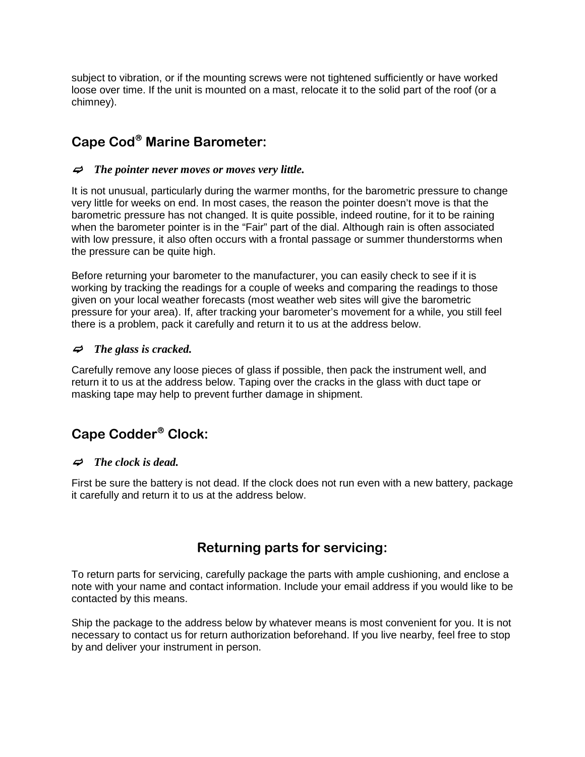subject to vibration, or if the mounting screws were not tightened sufficiently or have worked loose over time. If the unit is mounted on a mast, relocate it to the solid part of the roof (or a chimney).

## Cape Cod® Marine Barometer:

- ***The pointer never moves or moves very little.***

It is not unusual, particularly during the warmer months, for the barometric pressure to change very little for weeks on end. In most cases, the reason the pointer doesn't move is that the barometric pressure has not changed. It is quite possible, indeed routine, for it to be raining when the barometer pointer is in the "Fair" part of the dial. Although rain is often associated with low pressure, it also often occurs with a frontal passage or summer thunderstorms when the pressure can be quite high.

Before returning your barometer to the manufacturer, you can easily check to see if it is working by tracking the readings for a couple of weeks and comparing the readings to those given on your local weather forecasts (most weather web sites will give the barometric pressure for your area). If, after tracking your barometer's movement for a while, you still feel there is a problem, pack it carefully and return it to us at the address below.

- ***The glass is cracked.***

Carefully remove any loose pieces of glass if possible, then pack the instrument well, and return it to us at the address below. Taping over the cracks in the glass with duct tape or masking tape may help to prevent further damage in shipment.

## Cape Codder® Clock:

- ***The clock is dead.***

First be sure the battery is not dead. If the clock does not run even with a new battery, package it carefully and return it to us at the address below.

## Returning parts for servicing:

To return parts for servicing, carefully package the parts with ample cushioning, and enclose a note with your name and contact information. Include your email address if you would like to be contacted by this means.

Ship the package to the address below by whatever means is most convenient for you. It is not necessary to contact us for return authorization beforehand. If you live nearby, feel free to stop by and deliver your instrument in person.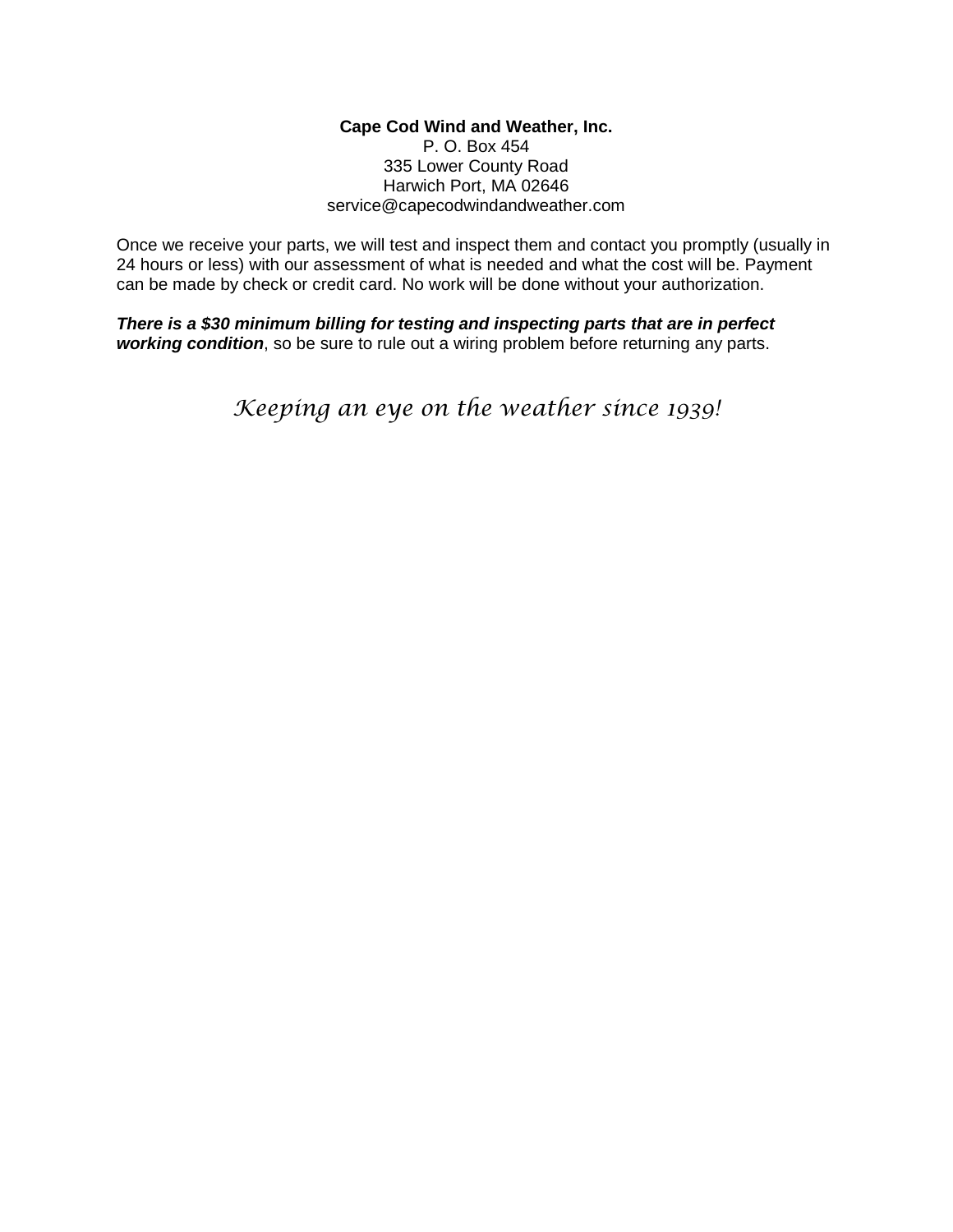**Cape Cod Wind and Weather, Inc.**
P. O. Box 454
335 Lower County Road
Harwich Port, MA 02646
service@capecodwindandweather.com

Once we receive your parts, we will test and inspect them and contact you promptly (usually in 24 hours or less) with our assessment of what is needed and what the cost will be. Payment can be made by check or credit card. No work will be done without your authorization.

***There is a $30 minimum billing for testing and inspecting parts that are in perfect working condition***, so be sure to rule out a wiring problem before returning any parts.

*Keeping an eye on the weather since 1939!*